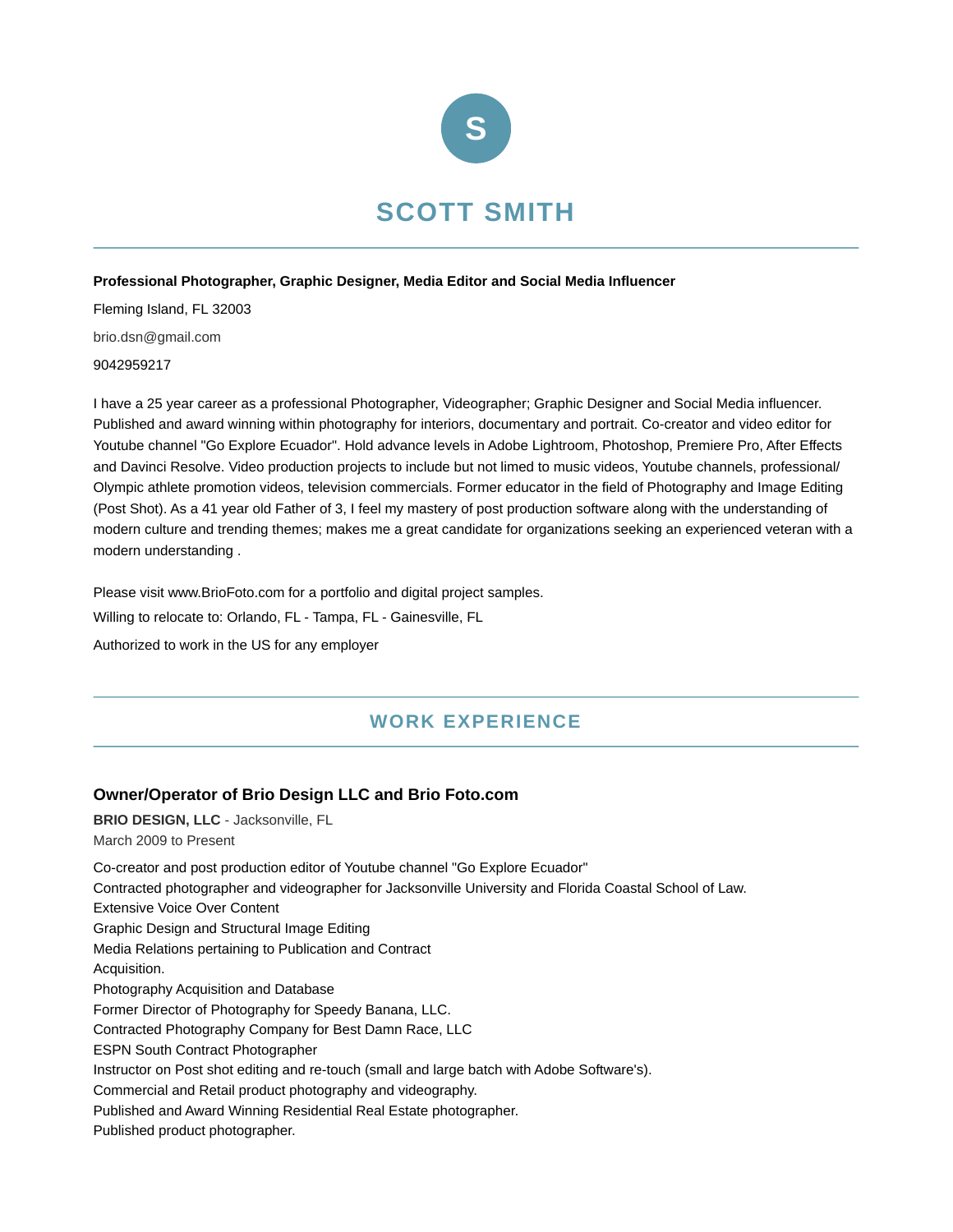S

# SCOTT SMITH

**Professional Photographer, Graphic Designer, Media Editor and Social Media Influencer**

Fleming Island, FL 32003

brio.dsn@gmail.com

9042959217

I have a 25 year career as a professional Photographer, Videographer; Graphic Designer and Social Media influencer. Published and award winning within photography for interiors, documentary and portrait. Co-creator and video editor for Youtube channel "Go Explore Ecuador". Hold advance levels in Adobe Lightroom, Photoshop, Premiere Pro, After Effects and Davinci Resolve. Video production projects to include but not limed to music videos, Youtube channels, professional/ Olympic athlete promotion videos, television commercials. Former educator in the field of Photography and Image Editing (Post Shot). As a 41 year old Father of 3, I feel my mastery of post production software along with the understanding of modern culture and trending themes; makes me a great candidate for organizations seeking an experienced veteran with a modern understanding .

Please visit www.BrioFoto.com for a portfolio and digital project samples.

Willing to relocate to: Orlando, FL - Tampa, FL - Gainesville, FL

Authorized to work in the US for any employer

## WORK EXPERIENCE

### Owner/Operator of Brio Design LLC and Brio Foto.com

**BRIO DESIGN, LLC** - Jacksonville, FL

March 2009 to Present

Co-creator and post production editor of Youtube channel "Go Explore Ecuador"
Contracted photographer and videographer for Jacksonville University and Florida Coastal School of Law.
Extensive Voice Over Content
Graphic Design and Structural Image Editing
Media Relations pertaining to Publication and Contract
Acquisition.
Photography Acquisition and Database
Former Director of Photography for Speedy Banana, LLC.
Contracted Photography Company for Best Damn Race, LLC
ESPN South Contract Photographer
Instructor on Post shot editing and re-touch (small and large batch with Adobe Software's).
Commercial and Retail product photography and videography.
Published and Award Winning Residential Real Estate photographer.
Published product photographer.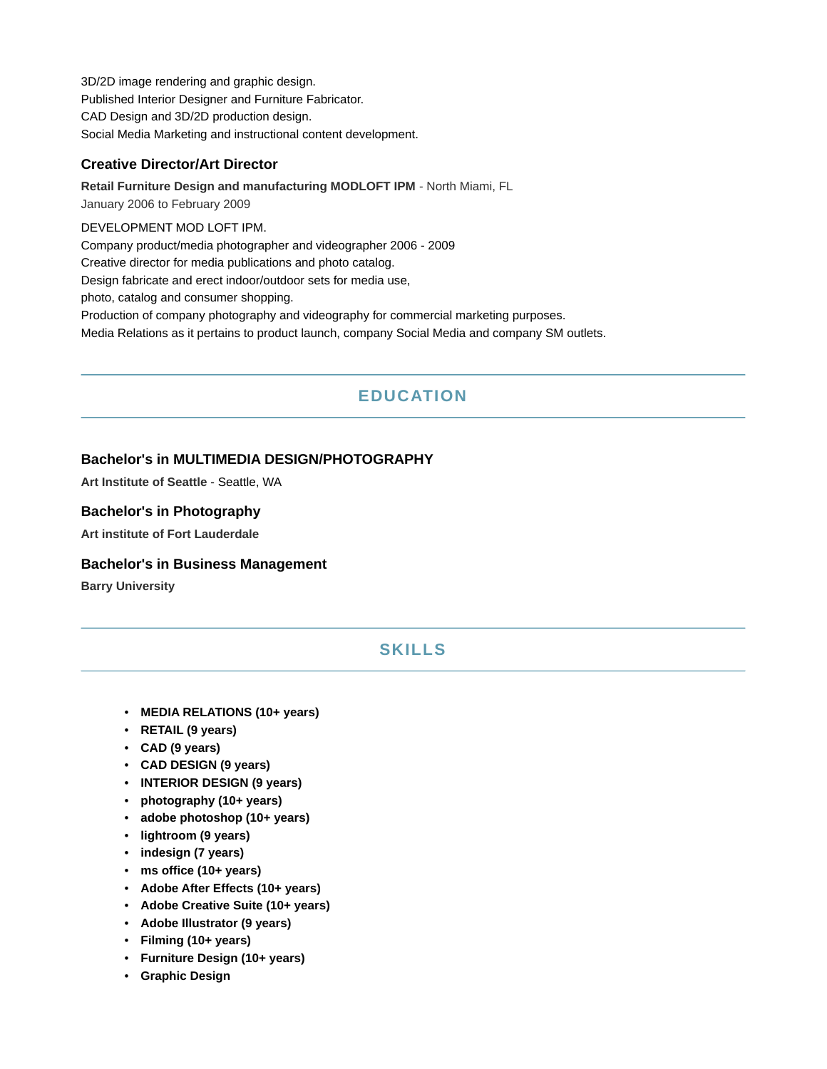3D/2D image rendering and graphic design.
Published Interior Designer and Furniture Fabricator.
CAD Design and 3D/2D production design.
Social Media Marketing and instructional content development.

### Creative Director/Art Director

**Retail Furniture Design and manufacturing MODLOFT IPM** - North Miami, FL
January 2006 to February 2009

DEVELOPMENT MOD LOFT IPM.
Company product/media photographer and videographer 2006 - 2009
Creative director for media publications and photo catalog.
Design fabricate and erect indoor/outdoor sets for media use,
photo, catalog and consumer shopping.
Production of company photography and videography for commercial marketing purposes.
Media Relations as it pertains to product launch, company Social Media and company SM outlets.

## EDUCATION

### Bachelor's in MULTIMEDIA DESIGN/PHOTOGRAPHY

**Art Institute of Seattle** - Seattle, WA

### Bachelor's in Photography

**Art institute of Fort Lauderdale**

### Bachelor's in Business Management

**Barry University**

## SKILLS

- **MEDIA RELATIONS (10+ years)**
- **RETAIL (9 years)**
- **CAD (9 years)**
- **CAD DESIGN (9 years)**
- **INTERIOR DESIGN (9 years)**
- **photography (10+ years)**
- **adobe photoshop (10+ years)**
- **lightroom (9 years)**
- **indesign (7 years)**
- **ms office (10+ years)**
- **Adobe After Effects (10+ years)**
- **Adobe Creative Suite (10+ years)**
- **Adobe Illustrator (9 years)**
- **Filming (10+ years)**
- **Furniture Design (10+ years)**
- **Graphic Design**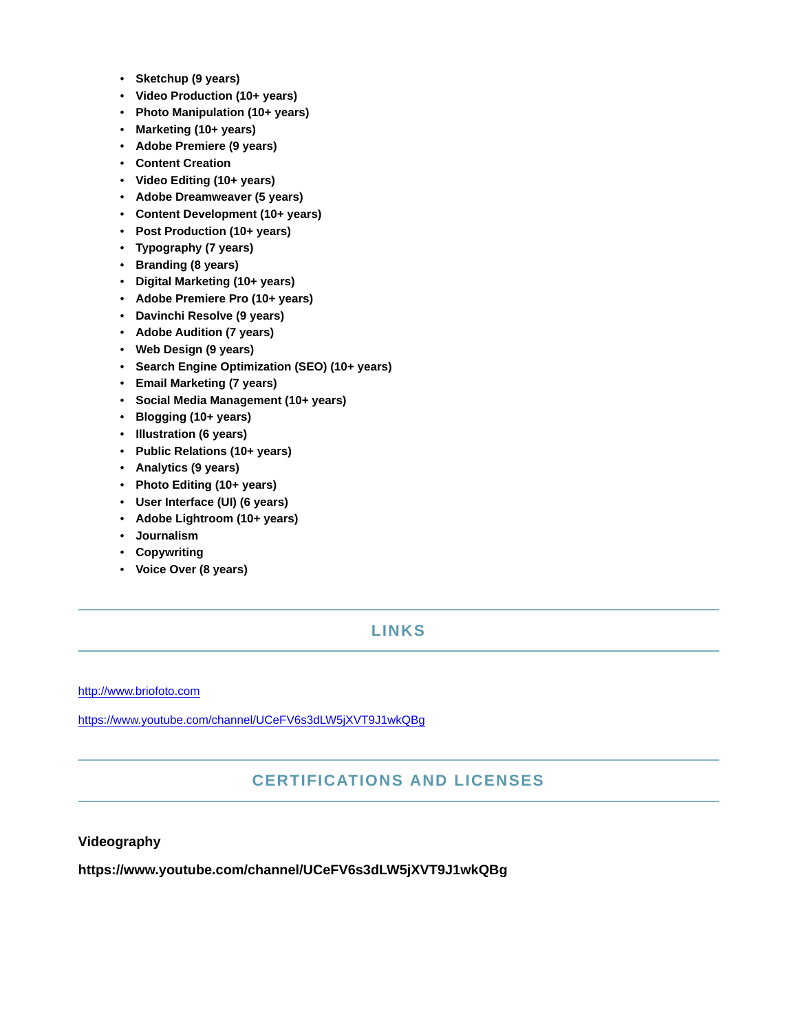- **Sketchup (9 years)**
- **Video Production (10+ years)**
- **Photo Manipulation (10+ years)**
- **Marketing (10+ years)**
- **Adobe Premiere (9 years)**
- **Content Creation**
- **Video Editing (10+ years)**
- **Adobe Dreamweaver (5 years)**
- **Content Development (10+ years)**
- **Post Production (10+ years)**
- **Typography (7 years)**
- **Branding (8 years)**
- **Digital Marketing (10+ years)**
- **Adobe Premiere Pro (10+ years)**
- **Davinchi Resolve (9 years)**
- **Adobe Audition (7 years)**
- **Web Design (9 years)**
- **Search Engine Optimization (SEO) (10+ years)**
- **Email Marketing (7 years)**
- **Social Media Management (10+ years)**
- **Blogging (10+ years)**
- **Illustration (6 years)**
- **Public Relations (10+ years)**
- **Analytics (9 years)**
- **Photo Editing (10+ years)**
- **User Interface (UI) (6 years)**
- **Adobe Lightroom (10+ years)**
- **Journalism**
- **Copywriting**
- **Voice Over (8 years)**

## LINKS

http://www.briofoto.com

https://www.youtube.com/channel/UCeFV6s3dLW5jXVT9J1wkQBg

## CERTIFICATIONS AND LICENSES

**Videography**

**https://www.youtube.com/channel/UCeFV6s3dLW5jXVT9J1wkQBg**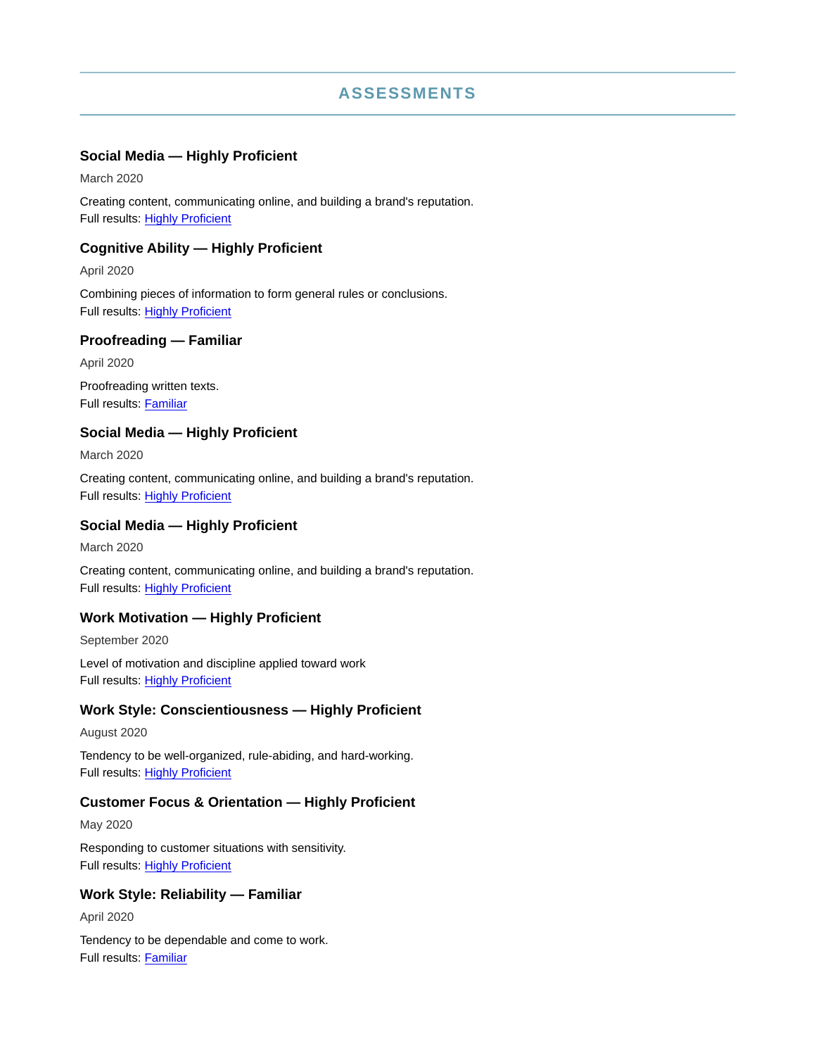## ASSESSMENTS

### Social Media — Highly Proficient

March 2020

Creating content, communicating online, and building a brand's reputation.
Full results: Highly Proficient

### Cognitive Ability — Highly Proficient

April 2020

Combining pieces of information to form general rules or conclusions.
Full results: Highly Proficient

### Proofreading — Familiar

April 2020

Proofreading written texts.
Full results: Familiar

### Social Media — Highly Proficient

March 2020

Creating content, communicating online, and building a brand's reputation.
Full results: Highly Proficient

### Social Media — Highly Proficient

March 2020

Creating content, communicating online, and building a brand's reputation.
Full results: Highly Proficient

### Work Motivation — Highly Proficient

September 2020

Level of motivation and discipline applied toward work
Full results: Highly Proficient

### Work Style: Conscientiousness — Highly Proficient

August 2020

Tendency to be well-organized, rule-abiding, and hard-working.
Full results: Highly Proficient

### Customer Focus & Orientation — Highly Proficient

May 2020

Responding to customer situations with sensitivity.
Full results: Highly Proficient

### Work Style: Reliability — Familiar

April 2020

Tendency to be dependable and come to work.
Full results: Familiar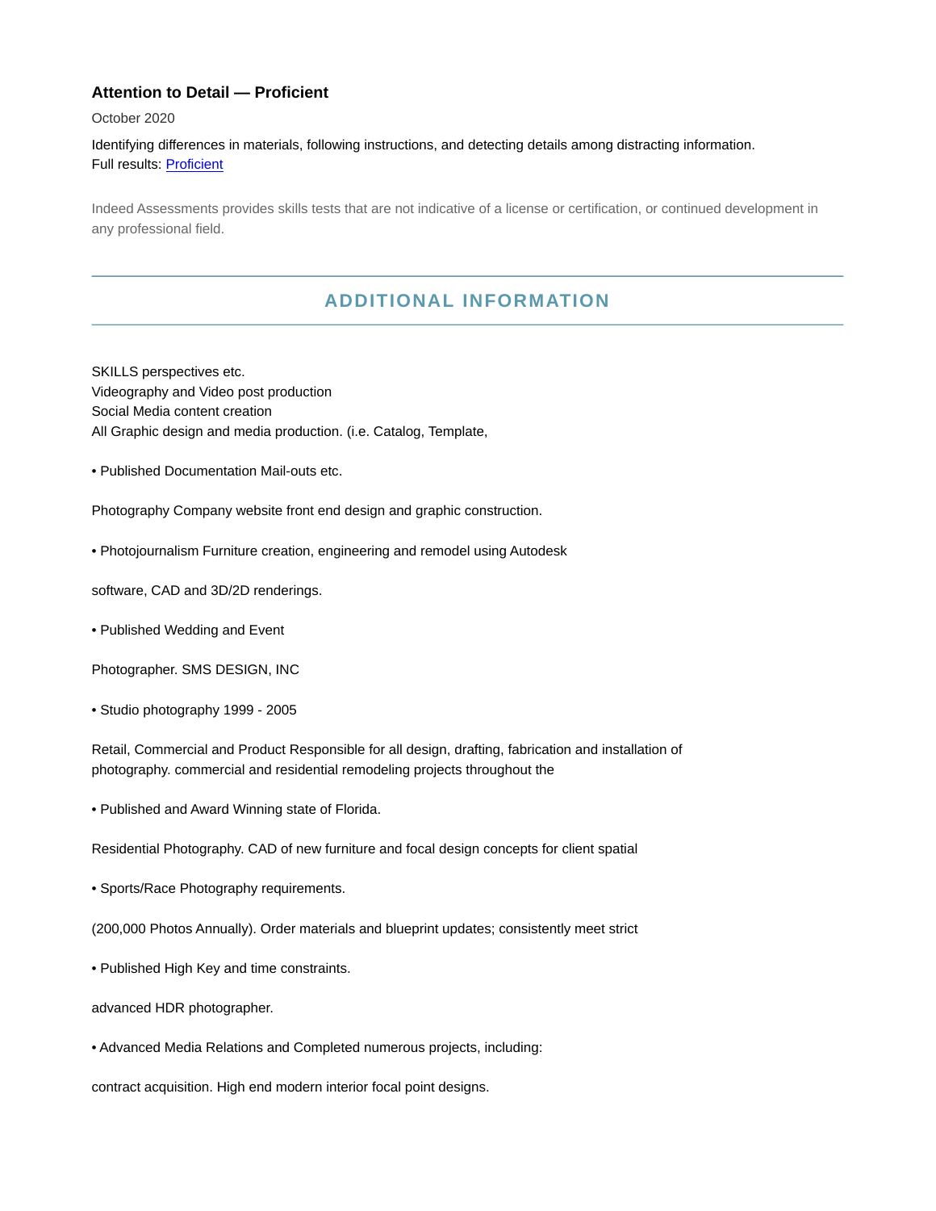### Attention to Detail — Proficient

October 2020

Identifying differences in materials, following instructions, and detecting details among distracting information.
Full results: [Proficient]

Indeed Assessments provides skills tests that are not indicative of a license or certification, or continued development in any professional field.

## ADDITIONAL INFORMATION

SKILLS perspectives etc.
Videography and Video post production
Social Media content creation
All Graphic design and media production. (i.e. Catalog, Template,

• Published Documentation Mail-outs etc.

Photography Company website front end design and graphic construction.

• Photojournalism Furniture creation, engineering and remodel using Autodesk

software, CAD and 3D/2D renderings.

• Published Wedding and Event

Photographer. SMS DESIGN, INC

• Studio photography 1999 - 2005

Retail, Commercial and Product Responsible for all design, drafting, fabrication and installation of photography. commercial and residential remodeling projects throughout the

• Published and Award Winning state of Florida.

Residential Photography. CAD of new furniture and focal design concepts for client spatial

• Sports/Race Photography requirements.

(200,000 Photos Annually). Order materials and blueprint updates; consistently meet strict

• Published High Key and time constraints.

advanced HDR photographer.

• Advanced Media Relations and Completed numerous projects, including:

contract acquisition. High end modern interior focal point designs.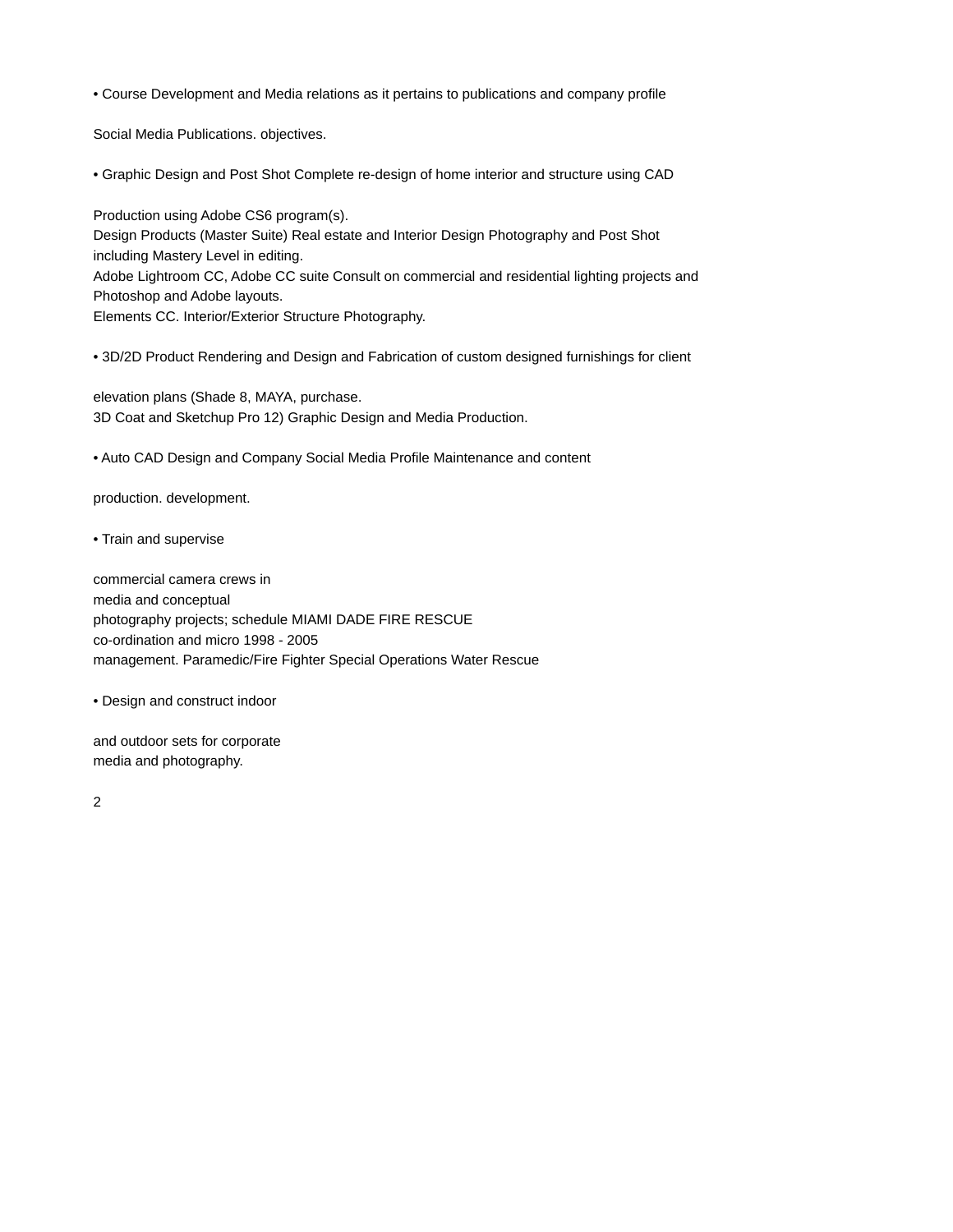• Course Development and Media relations as it pertains to publications and company profile

Social Media Publications. objectives.

• Graphic Design and Post Shot Complete re-design of home interior and structure using CAD

Production using Adobe CS6 program(s).
Design Products (Master Suite) Real estate and Interior Design Photography and Post Shot
including Mastery Level in editing.
Adobe Lightroom CC, Adobe CC suite Consult on commercial and residential lighting projects and
Photoshop and Adobe layouts.
Elements CC. Interior/Exterior Structure Photography.

• 3D/2D Product Rendering and Design and Fabrication of custom designed furnishings for client

elevation plans (Shade 8, MAYA, purchase.
3D Coat and Sketchup Pro 12) Graphic Design and Media Production.

• Auto CAD Design and Company Social Media Profile Maintenance and content

production. development.

• Train and supervise

commercial camera crews in
media and conceptual
photography projects; schedule MIAMI DADE FIRE RESCUE
co-ordination and micro 1998 - 2005
management. Paramedic/Fire Fighter Special Operations Water Rescue

• Design and construct indoor

and outdoor sets for corporate
media and photography.